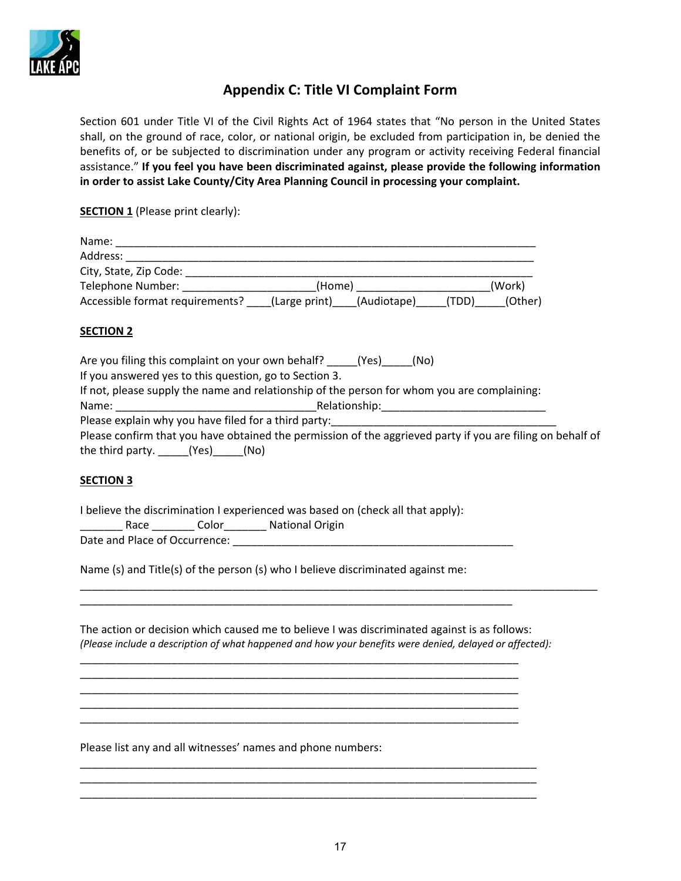## Appendix C: Title VI Complaint Form

Section 601 under Title VI of the Civil Rights Act of 1964 states that "No person in the United States shall, on the ground of race, color, or national origin, be excluded from participation in, be denied the benefits of, or be subjected to discrimination under any program or activity receiving Federal financial assistance." **If you feel you have been discriminated against, please provide the following information in order to assist Lake County/City Area Planning Council in processing your complaint.**

**SECTION 1** (Please print clearly):

Name: ___________________________________________________________________________
Address: _________________________________________________________________________
City, State, Zip Code: _____________________________________________________________
Telephone Number: ______________________(Home) ______________________(Work)
Accessible format requirements? ____(Large print)____(Audiotape)_____(TDD)_____(Other)

**SECTION 2**

Are you filing this complaint on your own behalf? _____(Yes)_____(No)
If you answered yes to this question, go to Section 3.
If not, please supply the name and relationship of the person for whom you are complaining:
Name: _________________________________Relationship:___________________________
Please explain why you have filed for a third party:_____________________________________
Please confirm that you have obtained the permission of the aggrieved party if you are filing on behalf of the third party. _____(Yes)_____(No)

**SECTION 3**

I believe the discrimination I experienced was based on (check all that apply):
_______ Race _______ Color_______ National Origin
Date and Place of Occurrence: ________________________________________________

Name (s) and Title(s) of the person (s) who I believe discriminated against me:
_____________________________________________________________________________________________
___________________________________________________________________________

The action or decision which caused me to believe I was discriminated against is as follows:
*(Please include a description of what happened and how your benefits were denied, delayed or affected):*
_____________________________________________________________________________
_____________________________________________________________________________
_____________________________________________________________________________
_____________________________________________________________________________
_____________________________________________________________________________

Please list any and all witnesses' names and phone numbers:
________________________________________________________________________________
________________________________________________________________________________
________________________________________________________________________________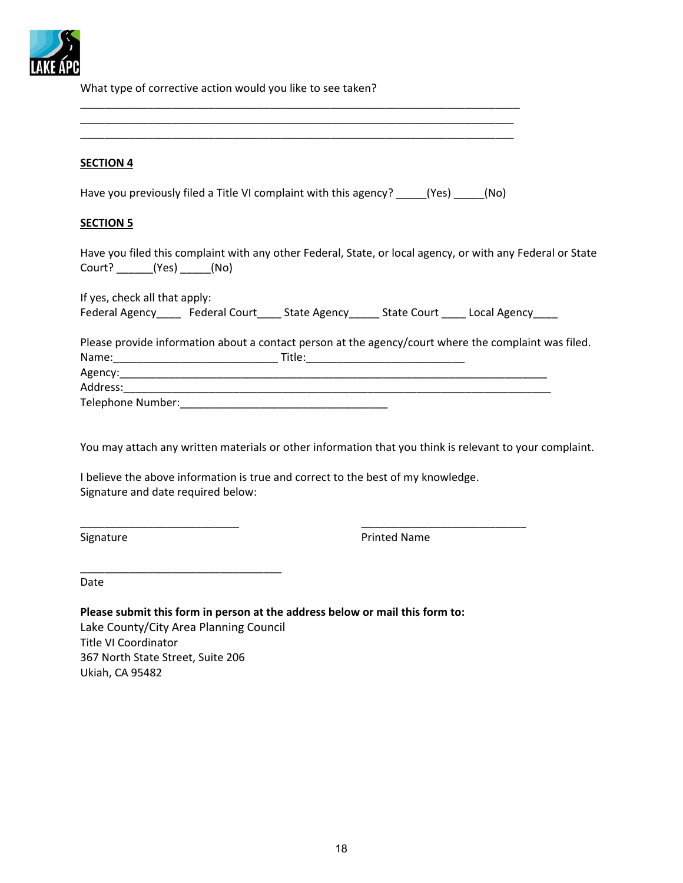What type of corrective action would you like to see taken?

___________________________________________________________________________
___________________________________________________________________________
___________________________________________________________________________

**SECTION 4**

Have you previously filed a Title VI complaint with this agency? _____(Yes) _____(No)

**SECTION 5**

Have you filed this complaint with any other Federal, State, or local agency, or with any Federal or State Court? ______(Yes) _____(No)

If yes, check all that apply:
Federal Agency____ Federal Court____ State Agency_____ State Court ____ Local Agency____

Please provide information about a contact person at the agency/court where the complaint was filed.
Name:___________________________ Title:__________________________
Agency:_________________________________________________________________________
Address:________________________________________________________________________
Telephone Number:__________________________________

You may attach any written materials or other information that you think is relevant to your complaint.

I believe the above information is true and correct to the best of my knowledge.
Signature and date required below:

__________________________ ___________________________
Signature Printed Name

_________________________________
Date

**Please submit this form in person at the address below or mail this form to:**
Lake County/City Area Planning Council
Title VI Coordinator
367 North State Street, Suite 206
Ukiah, CA 95482